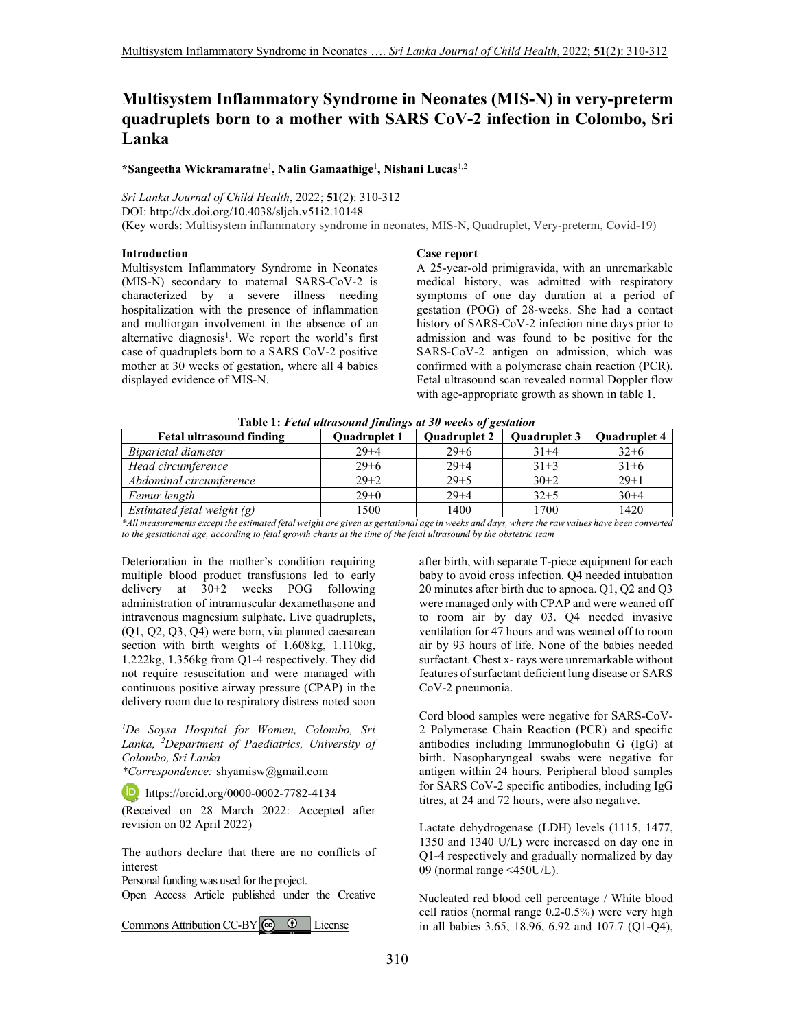# Multisystem Inflammatory Syndrome in Neonates (MIS-N) in very-preterm quadruplets born to a mother with SARS CoV-2 infection in Colombo, Sri Lanka

**\*Sangeetha Wickramaratne[1], Nalin Gamaathige[1], Nishani Lucas[1,2]**

*Sri Lanka Journal of Child Health*, 2022; **51**(2): 310-312
DOI: http://dx.doi.org/10.4038/sljch.v51i2.10148
(Key words: Multisystem inflammatory syndrome in neonates, MIS-N, Quadruplet, Very-preterm, Covid-19)

## Introduction

Multisystem Inflammatory Syndrome in Neonates (MIS-N) secondary to maternal SARS-CoV-2 is characterized by a severe illness needing hospitalization with the presence of inflammation and multiorgan involvement in the absence of an alternative diagnosis[1]. We report the world's first case of quadruplets born to a SARS CoV-2 positive mother at 30 weeks of gestation, where all 4 babies displayed evidence of MIS-N.

## Case report

A 25-year-old primigravida, with an unremarkable medical history, was admitted with respiratory symptoms of one day duration at a period of gestation (POG) of 28-weeks. She had a contact history of SARS-CoV-2 infection nine days prior to admission and was found to be positive for the SARS-CoV-2 antigen on admission, which was confirmed with a polymerase chain reaction (PCR). Fetal ultrasound scan revealed normal Doppler flow with age-appropriate growth as shown in table 1.

**Table 1:** ***Fetal ultrasound findings at 30 weeks of gestation***

| Fetal ultrasound finding | Quadruplet 1 | Quadruplet 2 | Quadruplet 3 | Quadruplet 4 |
|---|---|---|---|---|
| *Biparietal diameter* | 29+4 | 29+6 | 31+4 | 32+6 |
| *Head circumference* | 29+6 | 29+4 | 31+3 | 31+6 |
| *Abdominal circumference* | 29+2 | 29+5 | 30+2 | 29+1 |
| *Femur length* | 29+0 | 29+4 | 32+5 | 30+4 |
| *Estimated fetal weight (g)* | 1500 | 1400 | 1700 | 1420 |

*\*All measurements except the estimated fetal weight are given as gestational age in weeks and days, where the raw values have been converted to the gestational age, according to fetal growth charts at the time of the fetal ultrasound by the obstetric team*

Deterioration in the mother's condition requiring multiple blood product transfusions led to early delivery at 30+2 weeks POG following administration of intramuscular dexamethasone and intravenous magnesium sulphate. Live quadruplets, (Q1, Q2, Q3, Q4) were born, via planned caesarean section with birth weights of 1.608kg, 1.110kg, 1.222kg, 1.356kg from Q1-4 respectively. They did not require resuscitation and were managed with continuous positive airway pressure (CPAP) in the delivery room due to respiratory distress noted soon after birth, with separate T-piece equipment for each baby to avoid cross infection. Q4 needed intubation 20 minutes after birth due to apnoea. Q1, Q2 and Q3 were managed only with CPAP and were weaned off to room air by day 03. Q4 needed invasive ventilation for 47 hours and was weaned off to room air by 93 hours of life. None of the babies needed surfactant. Chest x- rays were unremarkable without features of surfactant deficient lung disease or SARS CoV-2 pneumonia.

Cord blood samples were negative for SARS-CoV-2 Polymerase Chain Reaction (PCR) and specific antibodies including Immunoglobulin G (IgG) at birth. Nasopharyngeal swabs were negative for antigen within 24 hours. Peripheral blood samples for SARS CoV-2 specific antibodies, including IgG titres, at 24 and 72 hours, were also negative.

Lactate dehydrogenase (LDH) levels (1115, 1477, 1350 and 1340 U/L) were increased on day one in Q1-4 respectively and gradually normalized by day 09 (normal range <450U/L).

Nucleated red blood cell percentage / White blood cell ratios (normal range 0.2-0.5%) were very high in all babies 3.65, 18.96, 6.92 and 107.7 (Q1-Q4),

---

[1]*De Soysa Hospital for Women, Colombo, Sri Lanka,* [2]*Department of Paediatrics, University of Colombo, Sri Lanka*

*\*Correspondence:* shyamisw@gmail.com

https://orcid.org/0000-0002-7782-4134

(Received on 28 March 2022: Accepted after revision on 02 April 2022)

The authors declare that there are no conflicts of interest

Personal funding was used for the project.

Open Access Article published under the Creative Commons Attribution CC-BY License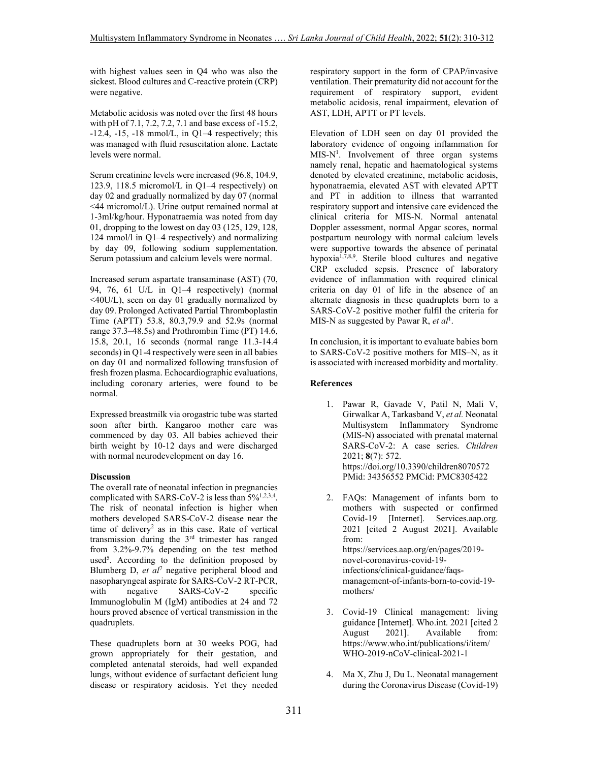with highest values seen in Q4 who was also the sickest. Blood cultures and C-reactive protein (CRP) were negative.

Metabolic acidosis was noted over the first 48 hours with pH of 7.1, 7.2, 7.2, 7.1 and base excess of -15.2, -12.4, -15, -18 mmol/L, in Q1–4 respectively; this was managed with fluid resuscitation alone. Lactate levels were normal.

Serum creatinine levels were increased (96.8, 104.9, 123.9, 118.5 micromol/L in Q1–4 respectively) on day 02 and gradually normalized by day 07 (normal <44 micromol/L). Urine output remained normal at 1-3ml/kg/hour. Hyponatraemia was noted from day 01, dropping to the lowest on day 03 (125, 129, 128, 124 mmol/l in Q1–4 respectively) and normalizing by day 09, following sodium supplementation. Serum potassium and calcium levels were normal.

Increased serum aspartate transaminase (AST) (70, 94, 76, 61 U/L in Q1–4 respectively) (normal <40U/L), seen on day 01 gradually normalized by day 09. Prolonged Activated Partial Thromboplastin Time (APTT) 53.8, 80.3,79.9 and 52.9s (normal range 37.3–48.5s) and Prothrombin Time (PT) 14.6, 15.8, 20.1, 16 seconds (normal range 11.3-14.4 seconds) in Q1-4 respectively were seen in all babies on day 01 and normalized following transfusion of fresh frozen plasma. Echocardiographic evaluations, including coronary arteries, were found to be normal.

Expressed breastmilk via orogastric tube was started soon after birth. Kangaroo mother care was commenced by day 03. All babies achieved their birth weight by 10-12 days and were discharged with normal neurodevelopment on day 16.

**Discussion**

The overall rate of neonatal infection in pregnancies complicated with SARS-CoV-2 is less than 5%[1,2,3,4]. The risk of neonatal infection is higher when mothers developed SARS-CoV-2 disease near the time of delivery[2] as in this case. Rate of vertical transmission during the 3rd trimester has ranged from 3.2%-9.7% depending on the test method used[5]. According to the definition proposed by Blumberg D, *et al*[7] negative peripheral blood and nasopharyngeal aspirate for SARS-CoV-2 RT-PCR, with negative SARS-CoV-2 specific Immunoglobulin M (IgM) antibodies at 24 and 72 hours proved absence of vertical transmission in the quadruplets.

These quadruplets born at 30 weeks POG, had grown appropriately for their gestation, and completed antenatal steroids, had well expanded lungs, without evidence of surfactant deficient lung disease or respiratory acidosis. Yet they needed respiratory support in the form of CPAP/invasive ventilation. Their prematurity did not account for the requirement of respiratory support, evident metabolic acidosis, renal impairment, elevation of AST, LDH, APTT or PT levels.

Elevation of LDH seen on day 01 provided the laboratory evidence of ongoing inflammation for MIS-N[1]. Involvement of three organ systems namely renal, hepatic and haematological systems denoted by elevated creatinine, metabolic acidosis, hyponatraemia, elevated AST with elevated APTT and PT in addition to illness that warranted respiratory support and intensive care evidenced the clinical criteria for MIS-N. Normal antenatal Doppler assessment, normal Apgar scores, normal postpartum neurology with normal calcium levels were supportive towards the absence of perinatal hypoxia[1,7,8,9]. Sterile blood cultures and negative CRP excluded sepsis. Presence of laboratory evidence of inflammation with required clinical criteria on day 01 of life in the absence of an alternate diagnosis in these quadruplets born to a SARS-CoV-2 positive mother fulfil the criteria for MIS-N as suggested by Pawar R, *et al*[1].

In conclusion, it is important to evaluate babies born to SARS-CoV-2 positive mothers for MIS–N, as it is associated with increased morbidity and mortality.

**References**

1. Pawar R, Gavade V, Patil N, Mali V, Girwalkar A, Tarkasband V, *et al.* Neonatal Multisystem Inflammatory Syndrome (MIS-N) associated with prenatal maternal SARS-CoV-2: A case series. *Children* 2021; **8**(7): 572. https://doi.org/10.3390/children8070572 PMid: 34356552 PMCid: PMC8305422

2. FAQs: Management of infants born to mothers with suspected or confirmed Covid-19 [Internet]. Services.aap.org. 2021 [cited 2 August 2021]. Available from: https://services.aap.org/en/pages/2019-novel-coronavirus-covid-19-infections/clinical-guidance/faqs-management-of-infants-born-to-covid-19-mothers/

3. Covid-19 Clinical management: living guidance [Internet]. Who.int. 2021 [cited 2 August 2021]. Available from: https://www.who.int/publications/i/item/WHO-2019-nCoV-clinical-2021-1

4. Ma X, Zhu J, Du L. Neonatal management during the Coronavirus Disease (Covid-19)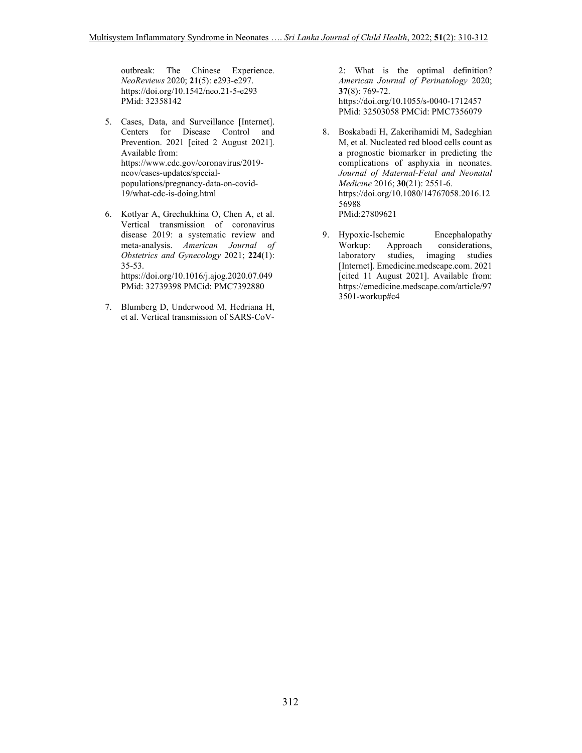outbreak: The Chinese Experience. *NeoReviews* 2020; **21**(5): e293-e297. https://doi.org/10.1542/neo.21-5-e293 PMid: 32358142

5. Cases, Data, and Surveillance [Internet]. Centers for Disease Control and Prevention. 2021 [cited 2 August 2021]. Available from: https://www.cdc.gov/coronavirus/2019-ncov/cases-updates/special-populations/pregnancy-data-on-covid-19/what-cdc-is-doing.html

6. Kotlyar A, Grechukhina O, Chen A, et al. Vertical transmission of coronavirus disease 2019: a systematic review and meta-analysis. *American Journal of Obstetrics and Gynecology* 2021; **224**(1): 35-53. https://doi.org/10.1016/j.ajog.2020.07.049 PMid: 32739398 PMCid: PMC7392880

7. Blumberg D, Underwood M, Hedriana H, et al. Vertical transmission of SARS-CoV-2: What is the optimal definition? *American Journal of Perinatology* 2020; **37**(8): 769-72. https://doi.org/10.1055/s-0040-1712457 PMid: 32503058 PMCid: PMC7356079

8. Boskabadi H, Zakerihamidi M, Sadeghian M, et al. Nucleated red blood cells count as a prognostic biomarker in predicting the complications of asphyxia in neonates. *Journal of Maternal-Fetal and Neonatal Medicine* 2016; **30**(21): 2551-6. https://doi.org/10.1080/14767058.2016.1256988 PMid:27809621

9. Hypoxic-Ischemic Encephalopathy Workup: Approach considerations, laboratory studies, imaging studies [Internet]. Emedicine.medscape.com. 2021 [cited 11 August 2021]. Available from: https://emedicine.medscape.com/article/973501-workup#c4